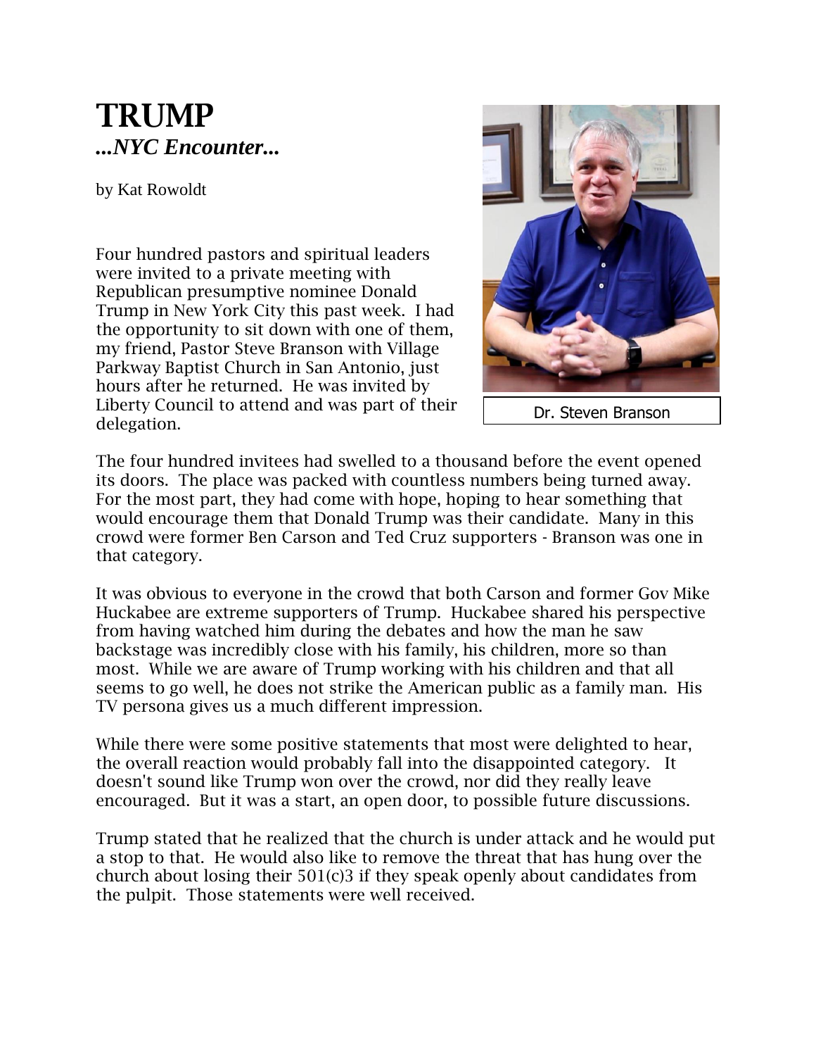# TRUMP

***...NYC Encounter...***

by Kat Rowoldt

Four hundred pastors and spiritual leaders were invited to a private meeting with Republican presumptive nominee Donald Trump in New York City this past week. I had the opportunity to sit down with one of them, my friend, Pastor Steve Branson with Village Parkway Baptist Church in San Antonio, just hours after he returned. He was invited by Liberty Council to attend and was part of their delegation.

Dr. Steven Branson

The four hundred invitees had swelled to a thousand before the event opened its doors. The place was packed with countless numbers being turned away. For the most part, they had come with hope, hoping to hear something that would encourage them that Donald Trump was their candidate. Many in this crowd were former Ben Carson and Ted Cruz supporters - Branson was one in that category.

It was obvious to everyone in the crowd that both Carson and former Gov Mike Huckabee are extreme supporters of Trump. Huckabee shared his perspective from having watched him during the debates and how the man he saw backstage was incredibly close with his family, his children, more so than most. While we are aware of Trump working with his children and that all seems to go well, he does not strike the American public as a family man. His TV persona gives us a much different impression.

While there were some positive statements that most were delighted to hear, the overall reaction would probably fall into the disappointed category. It doesn't sound like Trump won over the crowd, nor did they really leave encouraged. But it was a start, an open door, to possible future discussions.

Trump stated that he realized that the church is under attack and he would put a stop to that. He would also like to remove the threat that has hung over the church about losing their 501(c)3 if they speak openly about candidates from the pulpit. Those statements were well received.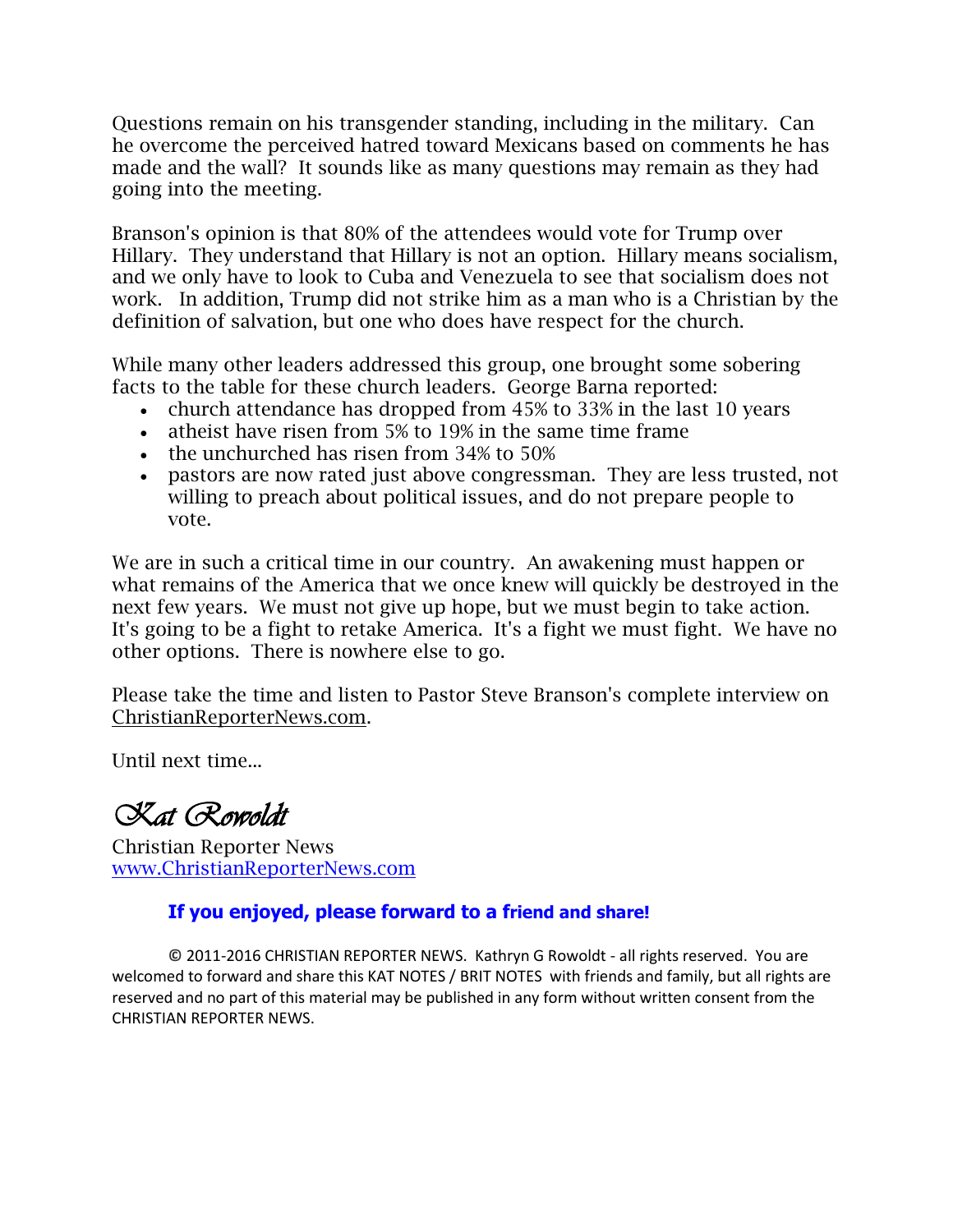Questions remain on his transgender standing, including in the military. Can he overcome the perceived hatred toward Mexicans based on comments he has made and the wall? It sounds like as many questions may remain as they had going into the meeting.

Branson's opinion is that 80% of the attendees would vote for Trump over Hillary. They understand that Hillary is not an option. Hillary means socialism, and we only have to look to Cuba and Venezuela to see that socialism does not work. In addition, Trump did not strike him as a man who is a Christian by the definition of salvation, but one who does have respect for the church.

While many other leaders addressed this group, one brought some sobering facts to the table for these church leaders. George Barna reported:

- church attendance has dropped from 45% to 33% in the last 10 years
- atheist have risen from 5% to 19% in the same time frame
- the unchurched has risen from 34% to 50%
- pastors are now rated just above congressman. They are less trusted, not willing to preach about political issues, and do not prepare people to vote.

We are in such a critical time in our country. An awakening must happen or what remains of the America that we once knew will quickly be destroyed in the next few years. We must not give up hope, but we must begin to take action. It's going to be a fight to retake America. It's a fight we must fight. We have no other options. There is nowhere else to go.

Please take the time and listen to Pastor Steve Branson's complete interview on ChristianReporterNews.com.

Until next time...

*Kat Rowoldt*

Christian Reporter News
www.ChristianReporterNews.com

**If you enjoyed, please forward to a friend and share!**

© 2011-2016 CHRISTIAN REPORTER NEWS. Kathryn G Rowoldt - all rights reserved. You are welcomed to forward and share this KAT NOTES / BRIT NOTES with friends and family, but all rights are reserved and no part of this material may be published in any form without written consent from the CHRISTIAN REPORTER NEWS.